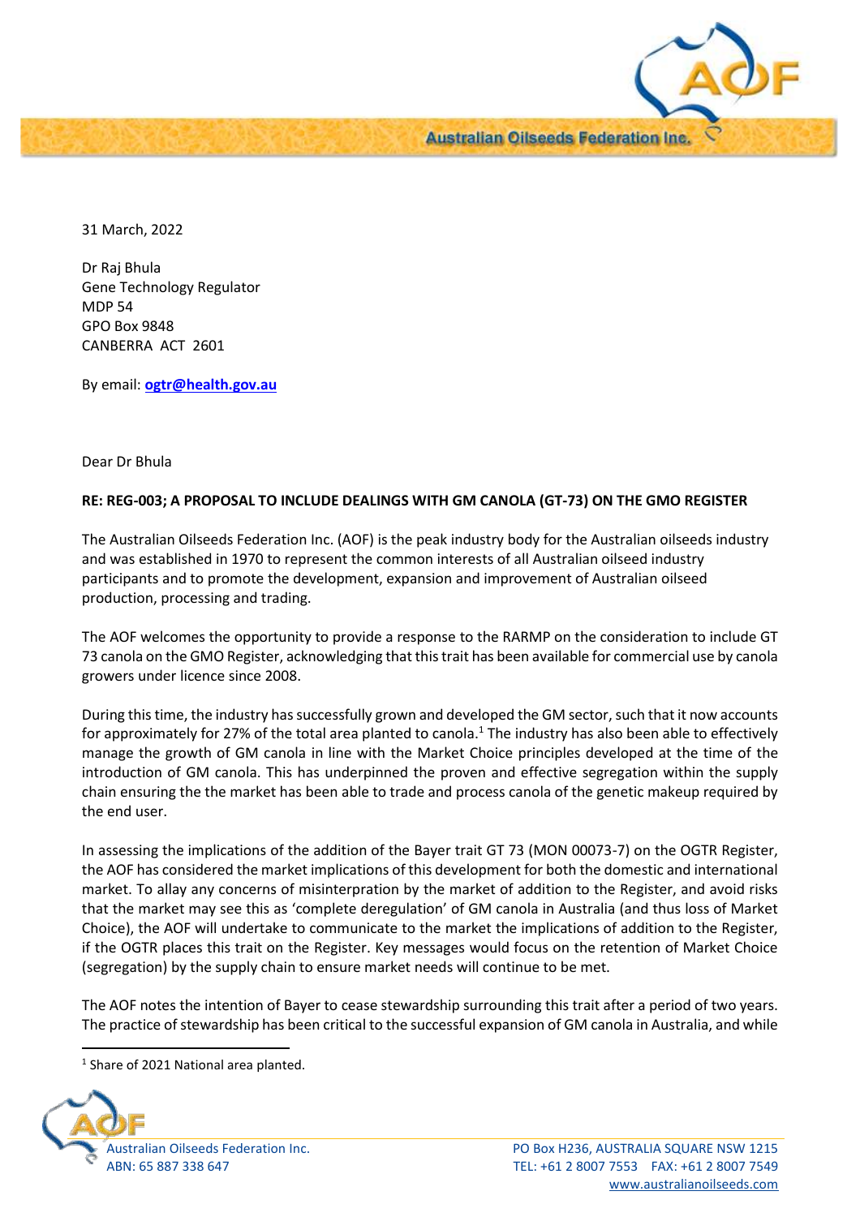31 March, 2022

Dr Raj Bhula
Gene Technology Regulator
MDP 54
GPO Box 9848
CANBERRA ACT 2601

By email: **ogtr@health.gov.au**

Dear Dr Bhula

**RE: REG-003; A PROPOSAL TO INCLUDE DEALINGS WITH GM CANOLA (GT-73) ON THE GMO REGISTER**

The Australian Oilseeds Federation Inc. (AOF) is the peak industry body for the Australian oilseeds industry and was established in 1970 to represent the common interests of all Australian oilseed industry participants and to promote the development, expansion and improvement of Australian oilseed production, processing and trading.

The AOF welcomes the opportunity to provide a response to the RARMP on the consideration to include GT 73 canola on the GMO Register, acknowledging that this trait has been available for commercial use by canola growers under licence since 2008.

During this time, the industry has successfully grown and developed the GM sector, such that it now accounts for approximately for 27% of the total area planted to canola.[1] The industry has also been able to effectively manage the growth of GM canola in line with the Market Choice principles developed at the time of the introduction of GM canola. This has underpinned the proven and effective segregation within the supply chain ensuring the the market has been able to trade and process canola of the genetic makeup required by the end user.

In assessing the implications of the addition of the Bayer trait GT 73 (MON 00073-7) on the OGTR Register, the AOF has considered the market implications of this development for both the domestic and international market. To allay any concerns of misinterpration by the market of addition to the Register, and avoid risks that the market may see this as 'complete deregulation' of GM canola in Australia (and thus loss of Market Choice), the AOF will undertake to communicate to the market the implications of addition to the Register, if the OGTR places this trait on the Register. Key messages would focus on the retention of Market Choice (segregation) by the supply chain to ensure market needs will continue to be met.

The AOF notes the intention of Bayer to cease stewardship surrounding this trait after a period of two years. The practice of stewardship has been critical to the successful expansion of GM canola in Australia, and while

[1] Share of 2021 National area planted.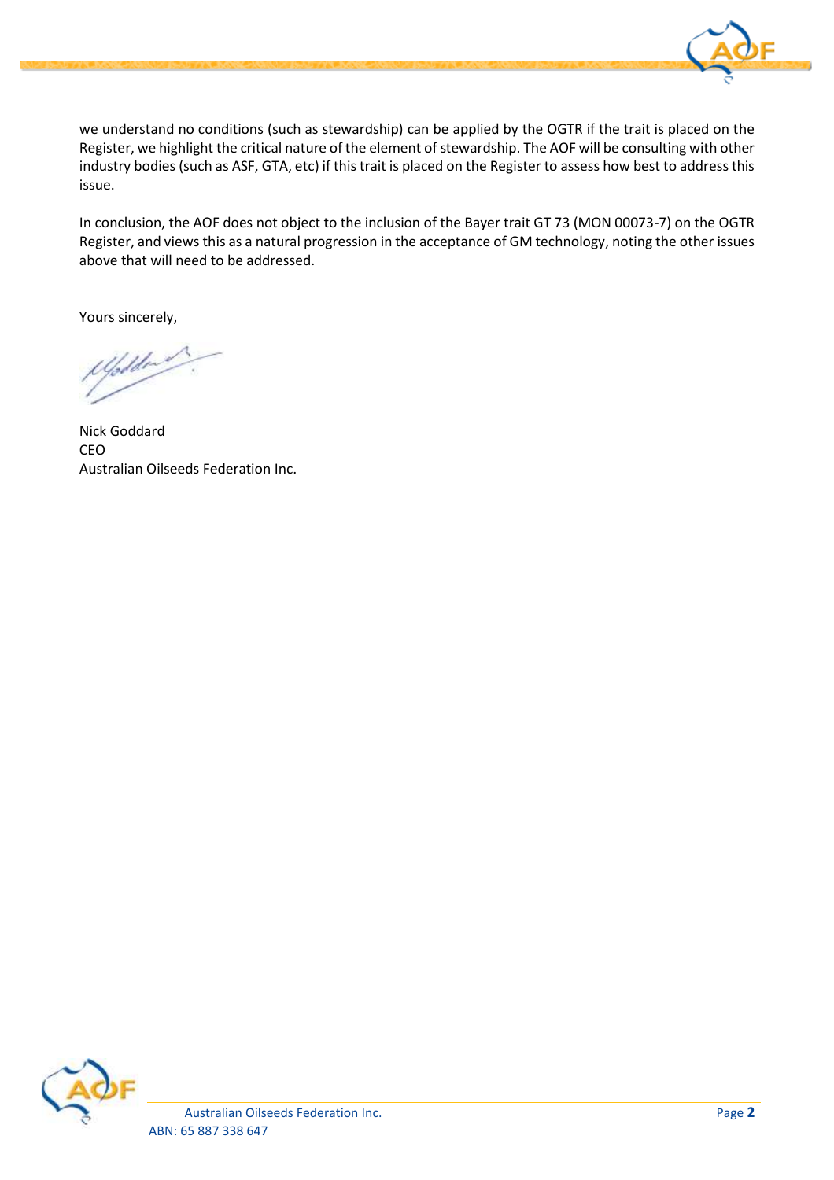we understand no conditions (such as stewardship) can be applied by the OGTR if the trait is placed on the Register, we highlight the critical nature of the element of stewardship. The AOF will be consulting with other industry bodies (such as ASF, GTA, etc) if this trait is placed on the Register to assess how best to address this issue.

In conclusion, the AOF does not object to the inclusion of the Bayer trait GT 73 (MON 00073-7) on the OGTR Register, and views this as a natural progression in the acceptance of GM technology, noting the other issues above that will need to be addressed.

Yours sincerely,

Nick Goddard
CEO
Australian Oilseeds Federation Inc.